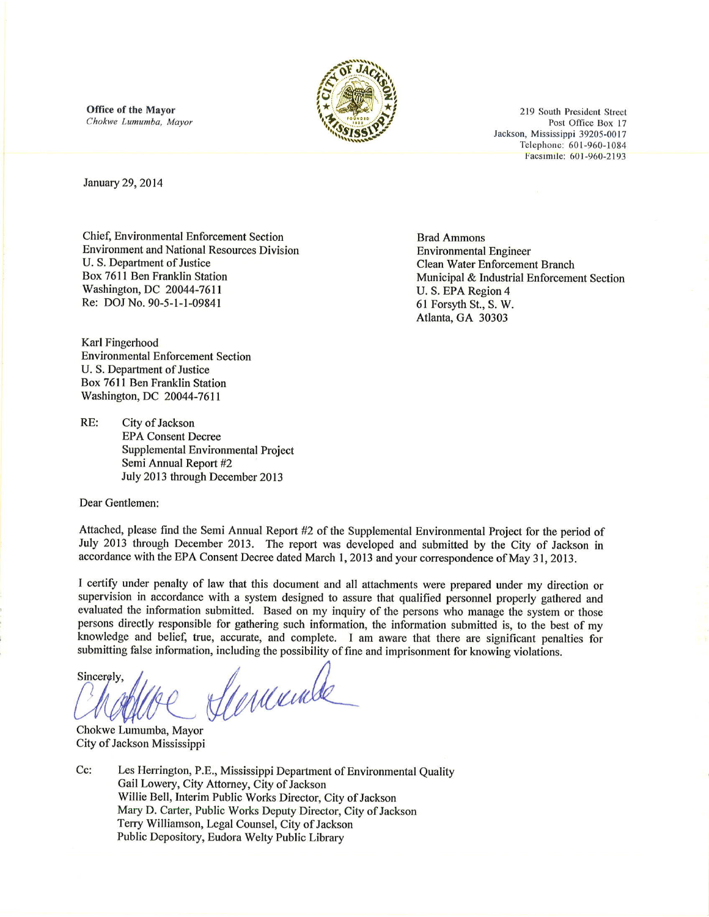**Office of the Mayor**
*Chokwe Lumumba, Mayor*

219 South President Street
Post Office Box 17
Jackson, Mississippi 39205-0017
Telephone: 601-960-1084
Facsimile: 601-960-2193

January 29, 2014

Chief, Environmental Enforcement Section
Environment and National Resources Division
U. S. Department of Justice
Box 7611 Ben Franklin Station
Washington, DC 20044-7611
Re: DOJ No. 90-5-1-1-09841

Brad Ammons
Environmental Engineer
Clean Water Enforcement Branch
Municipal & Industrial Enforcement Section
U. S. EPA Region 4
61 Forsyth St., S. W.
Atlanta, GA 30303

Karl Fingerhood
Environmental Enforcement Section
U. S. Department of Justice
Box 7611 Ben Franklin Station
Washington, DC 20044-7611

RE: City of Jackson
EPA Consent Decree
Supplemental Environmental Project
Semi Annual Report #2
July 2013 through December 2013

Dear Gentlemen:

Attached, please find the Semi Annual Report #2 of the Supplemental Environmental Project for the period of July 2013 through December 2013. The report was developed and submitted by the City of Jackson in accordance with the EPA Consent Decree dated March 1, 2013 and your correspondence of May 31, 2013.

I certify under penalty of law that this document and all attachments were prepared under my direction or supervision in accordance with a system designed to assure that qualified personnel properly gathered and evaluated the information submitted. Based on my inquiry of the persons who manage the system or those persons directly responsible for gathering such information, the information submitted is, to the best of my knowledge and belief, true, accurate, and complete. I am aware that there are significant penalties for submitting false information, including the possibility of fine and imprisonment for knowing violations.

Sincerely,

Chokwe Lumumba, Mayor
City of Jackson Mississippi

Cc: Les Herrington, P.E., Mississippi Department of Environmental Quality
Gail Lowery, City Attorney, City of Jackson
Willie Bell, Interim Public Works Director, City of Jackson
Mary D. Carter, Public Works Deputy Director, City of Jackson
Terry Williamson, Legal Counsel, City of Jackson
Public Depository, Eudora Welty Public Library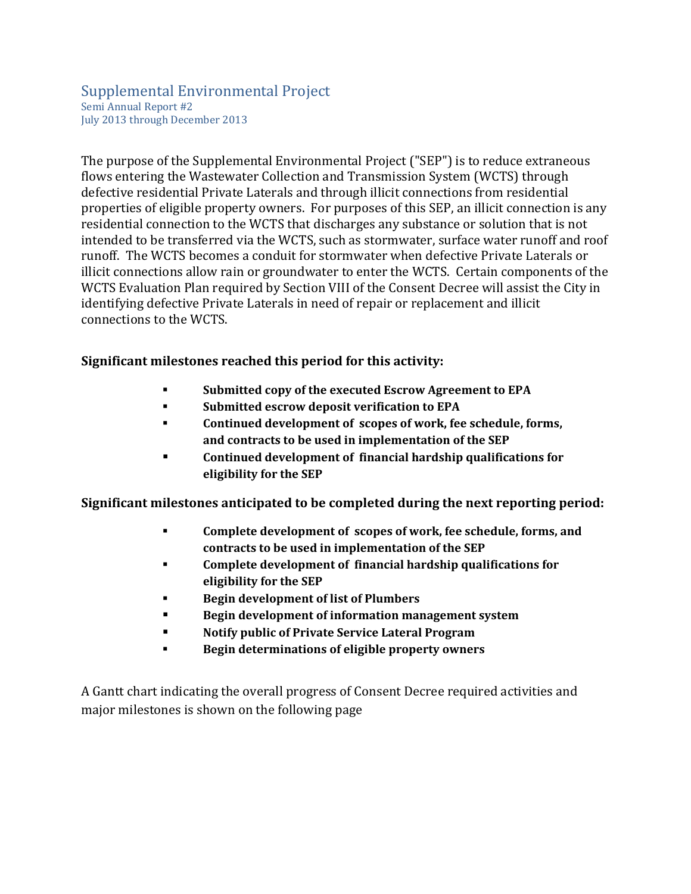## Supplemental Environmental Project

Semi Annual Report #2
July 2013 through December 2013

The purpose of the Supplemental Environmental Project ("SEP") is to reduce extraneous flows entering the Wastewater Collection and Transmission System (WCTS) through defective residential Private Laterals and through illicit connections from residential properties of eligible property owners. For purposes of this SEP, an illicit connection is any residential connection to the WCTS that discharges any substance or solution that is not intended to be transferred via the WCTS, such as stormwater, surface water runoff and roof runoff. The WCTS becomes a conduit for stormwater when defective Private Laterals or illicit connections allow rain or groundwater to enter the WCTS. Certain components of the WCTS Evaluation Plan required by Section VIII of the Consent Decree will assist the City in identifying defective Private Laterals in need of repair or replacement and illicit connections to the WCTS.

**Significant milestones reached this period for this activity:**

- **Submitted copy of the executed Escrow Agreement to EPA**
- **Submitted escrow deposit verification to EPA**
- **Continued development of scopes of work, fee schedule, forms, and contracts to be used in implementation of the SEP**
- **Continued development of financial hardship qualifications for eligibility for the SEP**

**Significant milestones anticipated to be completed during the next reporting period:**

- **Complete development of scopes of work, fee schedule, forms, and contracts to be used in implementation of the SEP**
- **Complete development of financial hardship qualifications for eligibility for the SEP**
- **Begin development of list of Plumbers**
- **Begin development of information management system**
- **Notify public of Private Service Lateral Program**
- **Begin determinations of eligible property owners**

A Gantt chart indicating the overall progress of Consent Decree required activities and major milestones is shown on the following page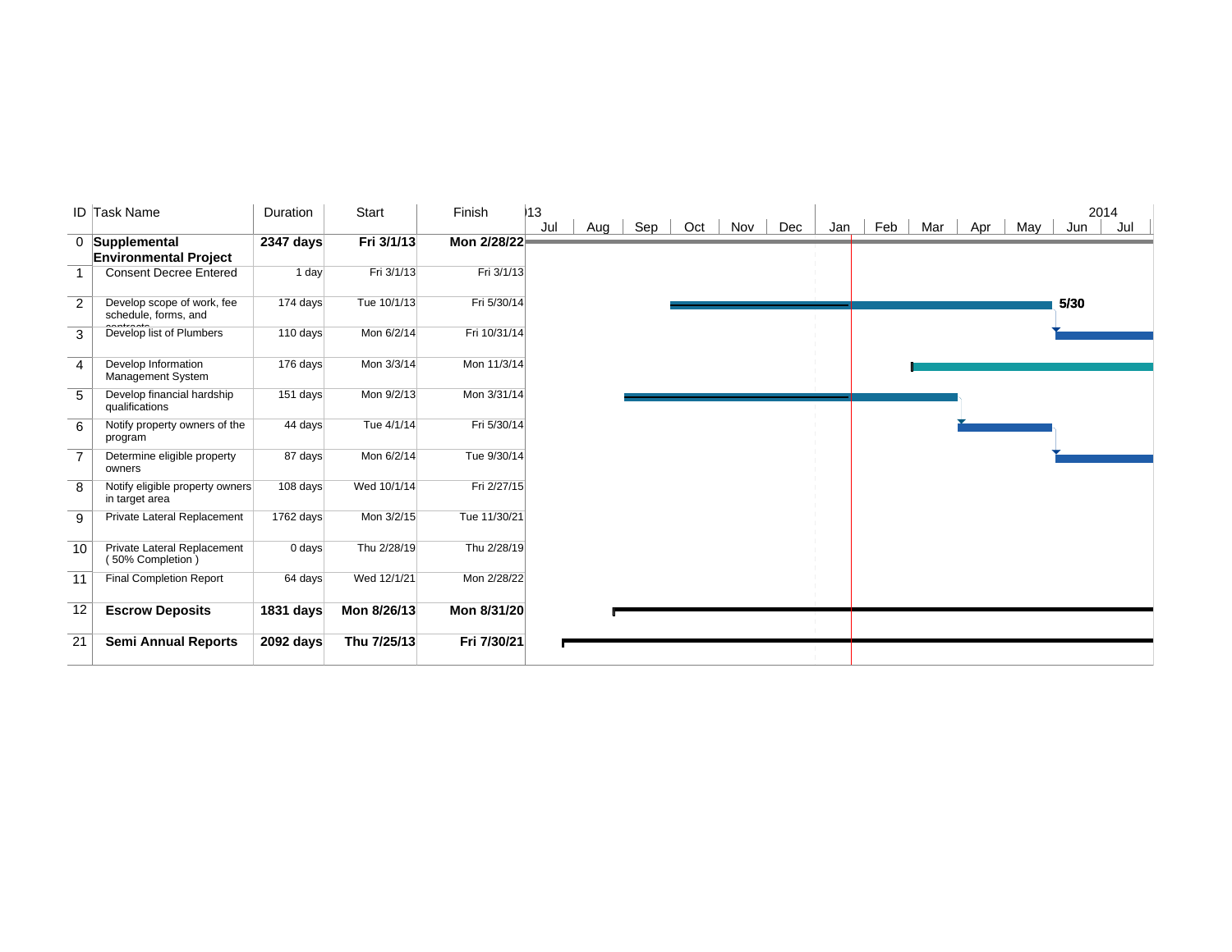| ID | Task Name | Duration | Start | Finish |
|---|---|---|---|---|
| 0 | **Supplemental Environmental Project** | **2347 days** | **Fri 3/1/13** | **Mon 2/28/22** |
| 1 | Consent Decree Entered | 1 day | Fri 3/1/13 | Fri 3/1/13 |
| 2 | Develop scope of work, fee schedule, forms, and contracts | 174 days | Tue 10/1/13 | Fri 5/30/14 |
| 3 | Develop list of Plumbers | 110 days | Mon 6/2/14 | Fri 10/31/14 |
| 4 | Develop Information Management System | 176 days | Mon 3/3/14 | Mon 11/3/14 |
| 5 | Develop financial hardship qualifications | 151 days | Mon 9/2/13 | Mon 3/31/14 |
| 6 | Notify property owners of the program | 44 days | Tue 4/1/14 | Fri 5/30/14 |
| 7 | Determine eligible property owners | 87 days | Mon 6/2/14 | Tue 9/30/14 |
| 8 | Notify eligible property owners in target area | 108 days | Wed 10/1/14 | Fri 2/27/15 |
| 9 | Private Lateral Replacement | 1762 days | Mon 3/2/15 | Tue 11/30/21 |
| 10 | Private Lateral Replacement ( 50% Completion ) | 0 days | Thu 2/28/19 | Thu 2/28/19 |
| 11 | Final Completion Report | 64 days | Wed 12/1/21 | Mon 2/28/22 |
| 12 | **Escrow Deposits** | **1831 days** | **Mon 8/26/13** | **Mon 8/31/20** |
| 21 | **Semi Annual Reports** | **2092 days** | **Thu 7/25/13** | **Fri 7/30/21** |

2013
Jul Aug Sep Oct Nov Dec Jan Feb Mar Apr May Jun Jul
2014
5/30